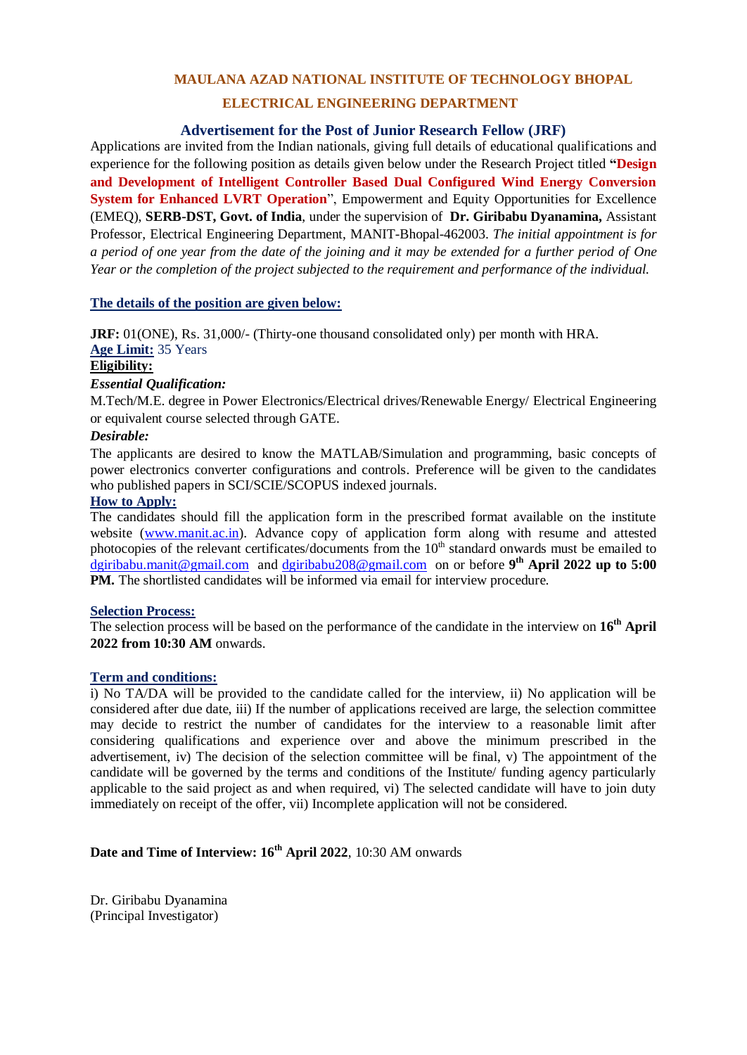# MAULANA AZAD NATIONAL INSTITUTE OF TECHNOLOGY BHOPAL

## ELECTRICAL ENGINEERING DEPARTMENT

### Advertisement for the Post of Junior Research Fellow (JRF)

Applications are invited from the Indian nationals, giving full details of educational qualifications and experience for the following position as details given below under the Research Project titled **"Design and Development of Intelligent Controller Based Dual Configured Wind Energy Conversion System for Enhanced LVRT Operation"**, Empowerment and Equity Opportunities for Excellence (EMEQ), **SERB-DST, Govt. of India**, under the supervision of **Dr. Giribabu Dyanamina,** Assistant Professor, Electrical Engineering Department, MANIT-Bhopal-462003. *The initial appointment is for a period of one year from the date of the joining and it may be extended for a further period of One Year or the completion of the project subjected to the requirement and performance of the individual.*

**The details of the position are given below:**

**JRF:** 01(ONE), Rs. 31,000/- (Thirty-one thousand consolidated only) per month with HRA.

**Age Limit:** 35 Years

**Eligibility:**

***Essential Qualification:***

M.Tech/M.E. degree in Power Electronics/Electrical drives/Renewable Energy/ Electrical Engineering or equivalent course selected through GATE.

***Desirable:***

The applicants are desired to know the MATLAB/Simulation and programming, basic concepts of power electronics converter configurations and controls. Preference will be given to the candidates who published papers in SCI/SCIE/SCOPUS indexed journals.

**How to Apply:**

The candidates should fill the application form in the prescribed format available on the institute website (www.manit.ac.in). Advance copy of application form along with resume and attested photocopies of the relevant certificates/documents from the 10th standard onwards must be emailed to dgiribabu.manit@gmail.com and dgiribabu208@gmail.com on or before **9th April 2022 up to 5:00 PM.** The shortlisted candidates will be informed via email for interview procedure.

**Selection Process:**

The selection process will be based on the performance of the candidate in the interview on **16th April 2022 from 10:30 AM** onwards.

**Term and conditions:**

i) No TA/DA will be provided to the candidate called for the interview, ii) No application will be considered after due date, iii) If the number of applications received are large, the selection committee may decide to restrict the number of candidates for the interview to a reasonable limit after considering qualifications and experience over and above the minimum prescribed in the advertisement, iv) The decision of the selection committee will be final, v) The appointment of the candidate will be governed by the terms and conditions of the Institute/ funding agency particularly applicable to the said project as and when required, vi) The selected candidate will have to join duty immediately on receipt of the offer, vii) Incomplete application will not be considered.

**Date and Time of Interview: 16th April 2022**, 10:30 AM onwards

Dr. Giribabu Dyanamina
(Principal Investigator)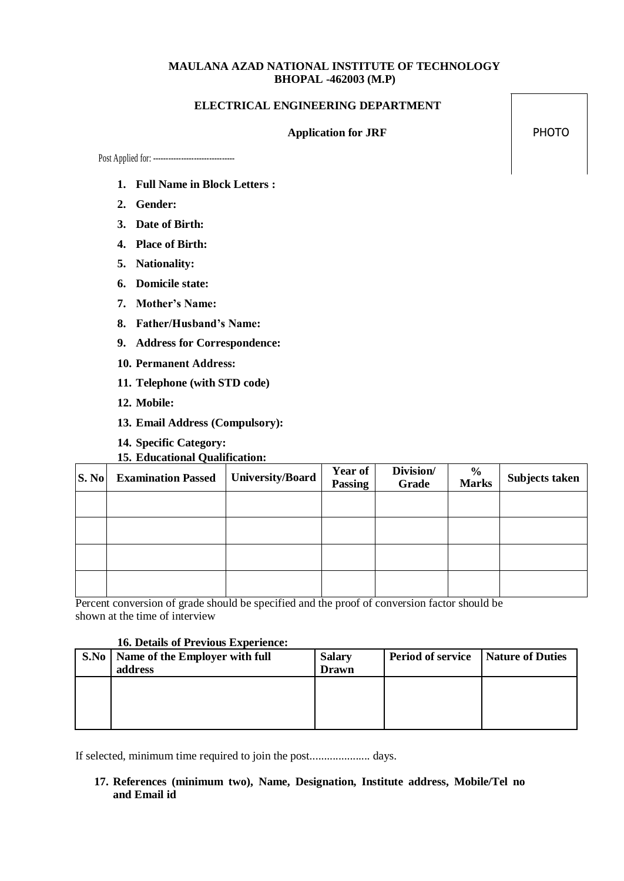**MAULANA AZAD NATIONAL INSTITUTE OF TECHNOLOGY**
**BHOPAL -462003 (M.P)**

**ELECTRICAL ENGINEERING DEPARTMENT**

**Application for JRF**

PHOTO

Post Applied for: --------------------------------

1. **Full Name in Block Letters :**
2. **Gender:**
3. **Date of Birth:**
4. **Place of Birth:**
5. **Nationality:**
6. **Domicile state:**
7. **Mother's Name:**
8. **Father/Husband's Name:**
9. **Address for Correspondence:**
10. **Permanent Address:**
11. **Telephone (with STD code)**
12. **Mobile:**
13. **Email Address (Compulsory):**
14. **Specific Category:**
15. **Educational Qualification:**

| S. No | Examination Passed | University/Board | Year of Passing | Division/ Grade | % Marks | Subjects taken |
|---|---|---|---|---|---|---|
| | | | | | | |
| | | | | | | |
| | | | | | | |
| | | | | | | |

Percent conversion of grade should be specified and the proof of conversion factor should be shown at the time of interview

16. **Details of Previous Experience:**

| S.No | Name of the Employer with full address | Salary Drawn | Period of service | Nature of Duties |
|---|---|---|---|---|
| | | | | |

If selected, minimum time required to join the post..................... days.

17. **References (minimum two), Name, Designation, Institute address, Mobile/Tel no and Email id**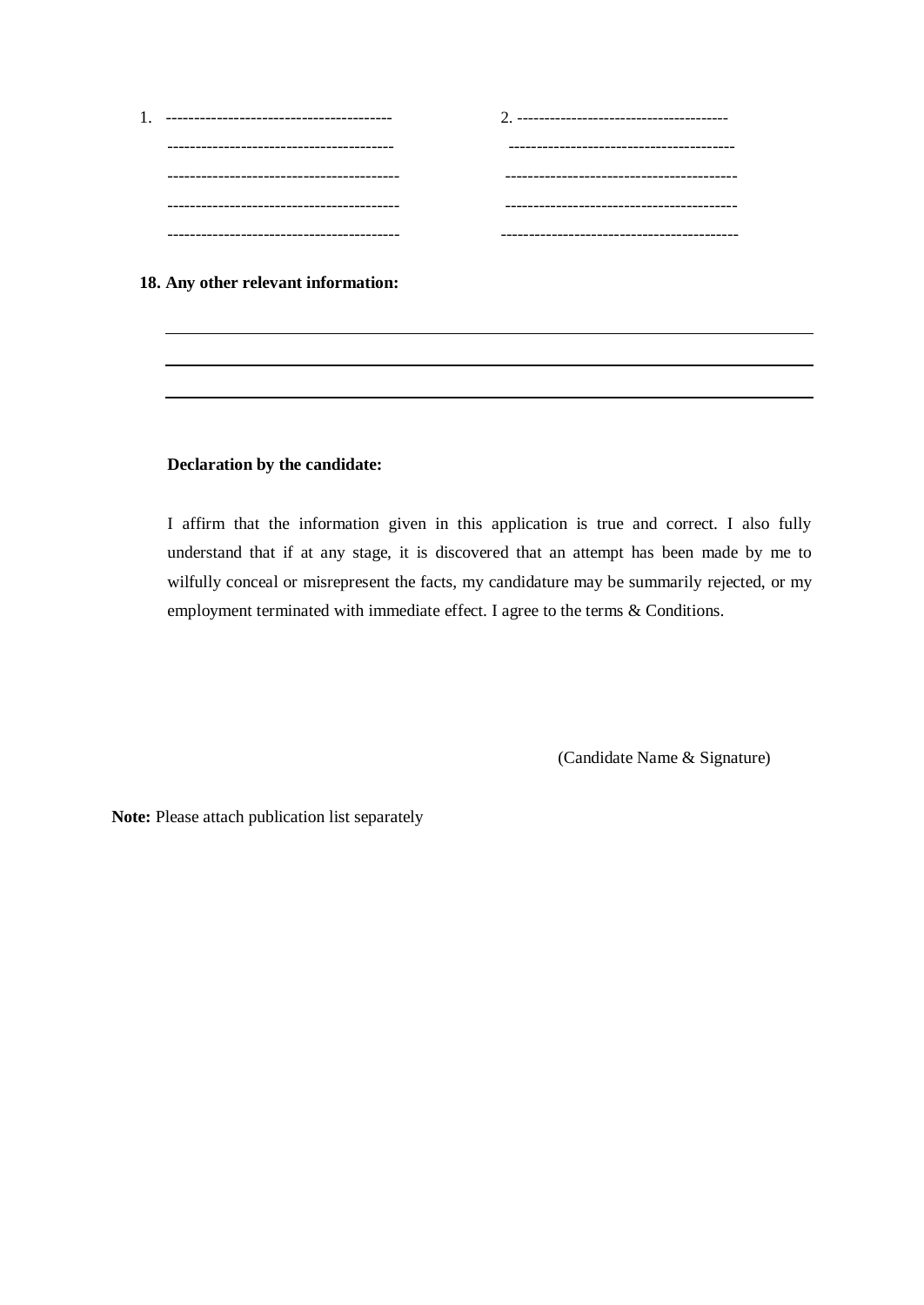1. ----------------------------------------  
   ----------------------------------------  
   -----------------------------------------  
   -----------------------------------------  
   -----------------------------------------

2. --------------------------------------  
   ----------------------------------------  
   -----------------------------------------  
   -----------------------------------------  
   ------------------------------------------

**18. Any other relevant information:**

\_\_\_\_\_\_\_\_\_\_\_\_\_\_\_\_\_\_\_\_\_\_\_\_\_\_\_\_\_\_\_\_\_\_\_\_\_\_\_\_\_\_\_\_\_\_\_\_\_\_\_\_\_\_\_\_\_\_\_\_\_\_\_\_\_\_\_\_\_\_

\_\_\_\_\_\_\_\_\_\_\_\_\_\_\_\_\_\_\_\_\_\_\_\_\_\_\_\_\_\_\_\_\_\_\_\_\_\_\_\_\_\_\_\_\_\_\_\_\_\_\_\_\_\_\_\_\_\_\_\_\_\_\_\_\_\_\_\_\_\_

\_\_\_\_\_\_\_\_\_\_\_\_\_\_\_\_\_\_\_\_\_\_\_\_\_\_\_\_\_\_\_\_\_\_\_\_\_\_\_\_\_\_\_\_\_\_\_\_\_\_\_\_\_\_\_\_\_\_\_\_\_\_\_\_\_\_\_\_\_\_

**Declaration by the candidate:**

I affirm that the information given in this application is true and correct. I also fully understand that if at any stage, it is discovered that an attempt has been made by me to wilfully conceal or misrepresent the facts, my candidature may be summarily rejected, or my employment terminated with immediate effect. I agree to the terms & Conditions.

(Candidate Name & Signature)

**Note:** Please attach publication list separately